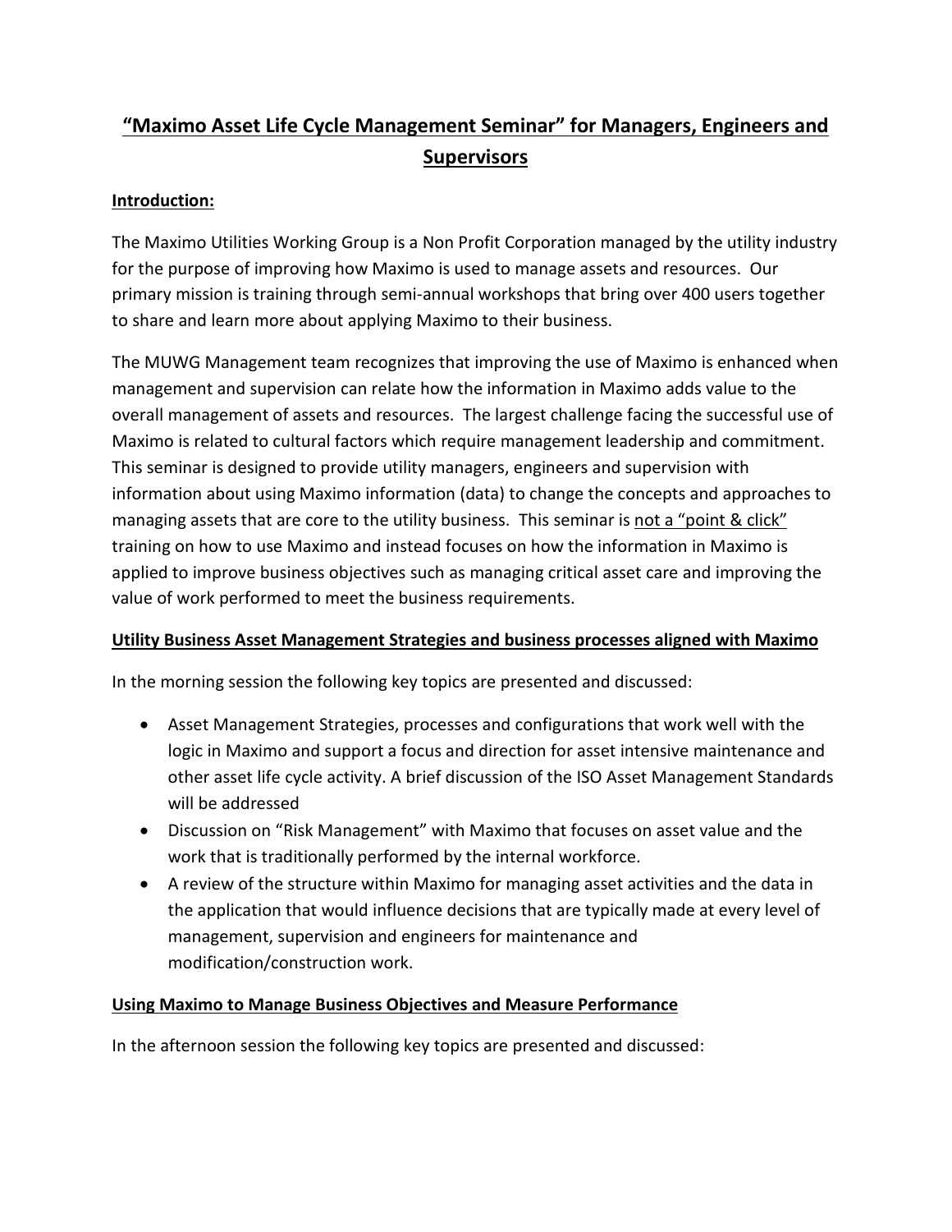# <u>"Maximo Asset Life Cycle Management Seminar" for Managers, Engineers and Supervisors</u>

**<u>Introduction:</u>**

The Maximo Utilities Working Group is a Non Profit Corporation managed by the utility industry for the purpose of improving how Maximo is used to manage assets and resources. Our primary mission is training through semi-annual workshops that bring over 400 users together to share and learn more about applying Maximo to their business.

The MUWG Management team recognizes that improving the use of Maximo is enhanced when management and supervision can relate how the information in Maximo adds value to the overall management of assets and resources. The largest challenge facing the successful use of Maximo is related to cultural factors which require management leadership and commitment. This seminar is designed to provide utility managers, engineers and supervision with information about using Maximo information (data) to change the concepts and approaches to managing assets that are core to the utility business. This seminar is <u>not a "point & click"</u> training on how to use Maximo and instead focuses on how the information in Maximo is applied to improve business objectives such as managing critical asset care and improving the value of work performed to meet the business requirements.

**<u>Utility Business Asset Management Strategies and business processes aligned with Maximo</u>**

In the morning session the following key topics are presented and discussed:

- Asset Management Strategies, processes and configurations that work well with the logic in Maximo and support a focus and direction for asset intensive maintenance and other asset life cycle activity. A brief discussion of the ISO Asset Management Standards will be addressed
- Discussion on "Risk Management" with Maximo that focuses on asset value and the work that is traditionally performed by the internal workforce.
- A review of the structure within Maximo for managing asset activities and the data in the application that would influence decisions that are typically made at every level of management, supervision and engineers for maintenance and modification/construction work.

**<u>Using Maximo to Manage Business Objectives and Measure Performance</u>**

In the afternoon session the following key topics are presented and discussed: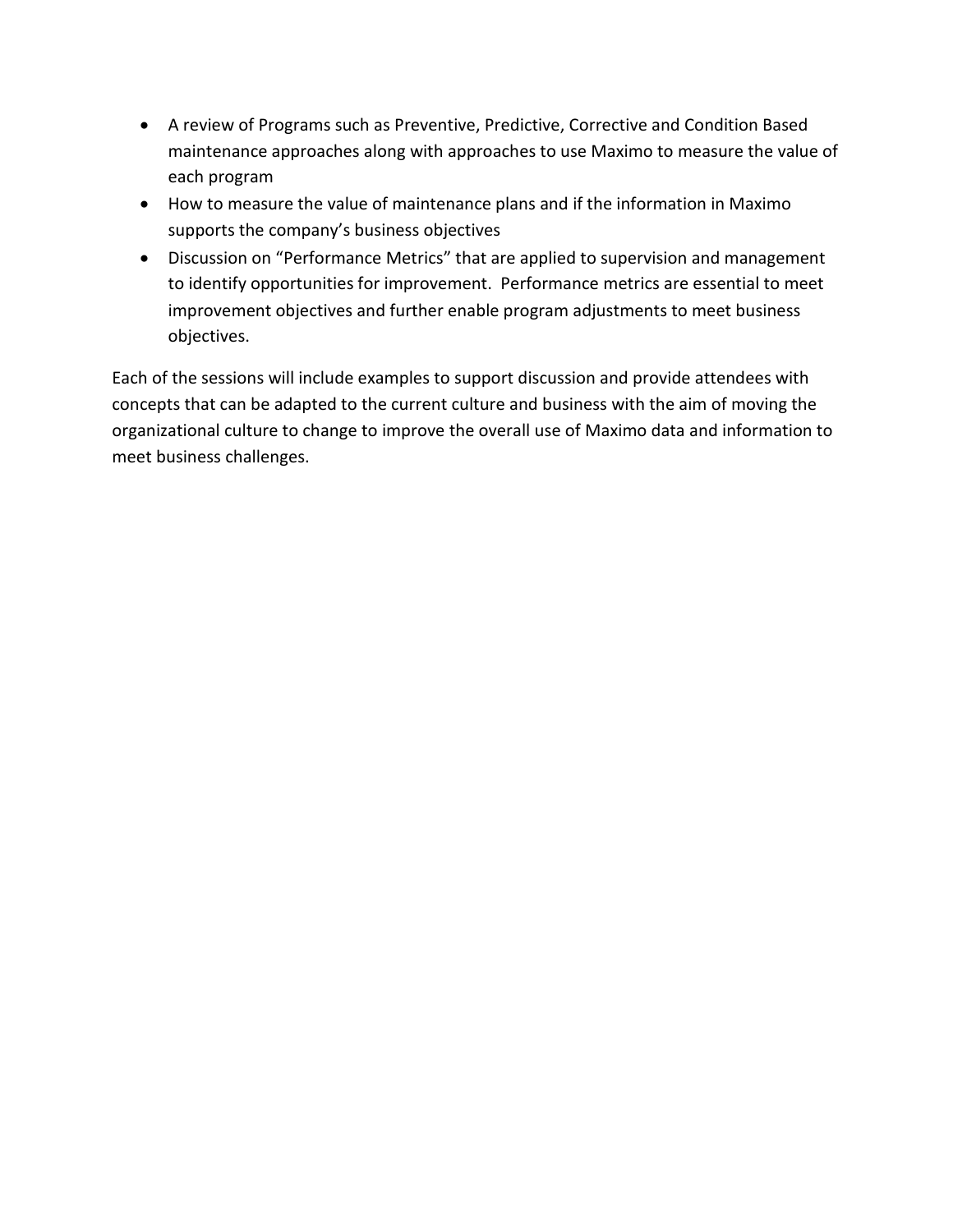- A review of Programs such as Preventive, Predictive, Corrective and Condition Based maintenance approaches along with approaches to use Maximo to measure the value of each program
- How to measure the value of maintenance plans and if the information in Maximo supports the company's business objectives
- Discussion on "Performance Metrics" that are applied to supervision and management to identify opportunities for improvement. Performance metrics are essential to meet improvement objectives and further enable program adjustments to meet business objectives.

Each of the sessions will include examples to support discussion and provide attendees with concepts that can be adapted to the current culture and business with the aim of moving the organizational culture to change to improve the overall use of Maximo data and information to meet business challenges.